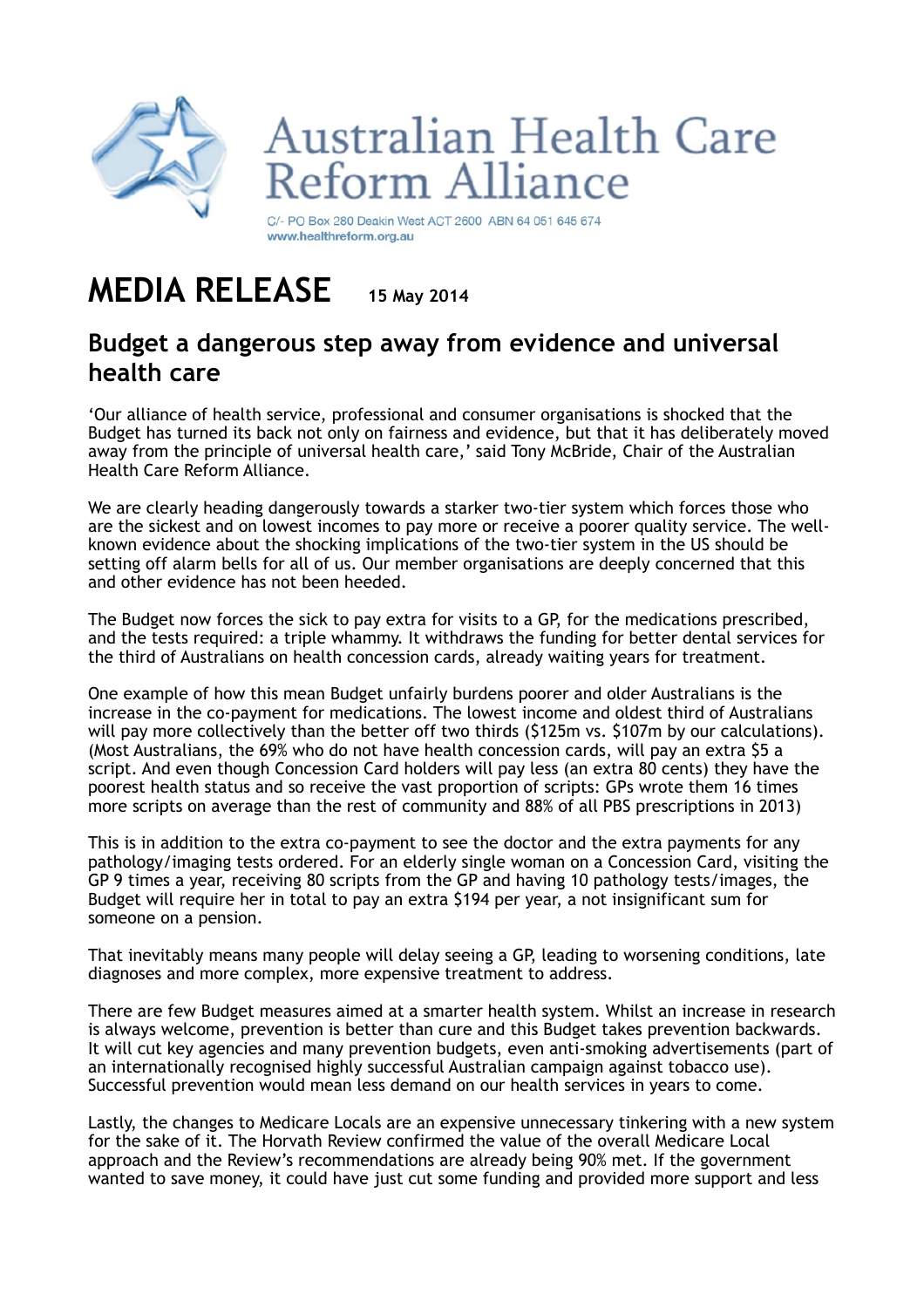# Australian Health Care Reform Alliance

C/- PO Box 280 Deakin West ACT 2600 ABN 64 051 645 674
www.healthreform.org.au

# MEDIA RELEASE **15 May 2014**

## Budget a dangerous step away from evidence and universal health care

'Our alliance of health service, professional and consumer organisations is shocked that the Budget has turned its back not only on fairness and evidence, but that it has deliberately moved away from the principle of universal health care,' said Tony McBride, Chair of the Australian Health Care Reform Alliance.

We are clearly heading dangerously towards a starker two-tier system which forces those who are the sickest and on lowest incomes to pay more or receive a poorer quality service. The well-known evidence about the shocking implications of the two-tier system in the US should be setting off alarm bells for all of us. Our member organisations are deeply concerned that this and other evidence has not been heeded.

The Budget now forces the sick to pay extra for visits to a GP, for the medications prescribed, and the tests required: a triple whammy. It withdraws the funding for better dental services for the third of Australians on health concession cards, already waiting years for treatment.

One example of how this mean Budget unfairly burdens poorer and older Australians is the increase in the co-payment for medications. The lowest income and oldest third of Australians will pay more collectively than the better off two thirds ($125m vs. $107m by our calculations). (Most Australians, the 69% who do not have health concession cards, will pay an extra $5 a script. And even though Concession Card holders will pay less (an extra 80 cents) they have the poorest health status and so receive the vast proportion of scripts: GPs wrote them 16 times more scripts on average than the rest of community and 88% of all PBS prescriptions in 2013)

This is in addition to the extra co-payment to see the doctor and the extra payments for any pathology/imaging tests ordered. For an elderly single woman on a Concession Card, visiting the GP 9 times a year, receiving 80 scripts from the GP and having 10 pathology tests/images, the Budget will require her in total to pay an extra $194 per year, a not insignificant sum for someone on a pension.

That inevitably means many people will delay seeing a GP, leading to worsening conditions, late diagnoses and more complex, more expensive treatment to address.

There are few Budget measures aimed at a smarter health system. Whilst an increase in research is always welcome, prevention is better than cure and this Budget takes prevention backwards. It will cut key agencies and many prevention budgets, even anti-smoking advertisements (part of an internationally recognised highly successful Australian campaign against tobacco use). Successful prevention would mean less demand on our health services in years to come.

Lastly, the changes to Medicare Locals are an expensive unnecessary tinkering with a new system for the sake of it. The Horvath Review confirmed the value of the overall Medicare Local approach and the Review's recommendations are already being 90% met. If the government wanted to save money, it could have just cut some funding and provided more support and less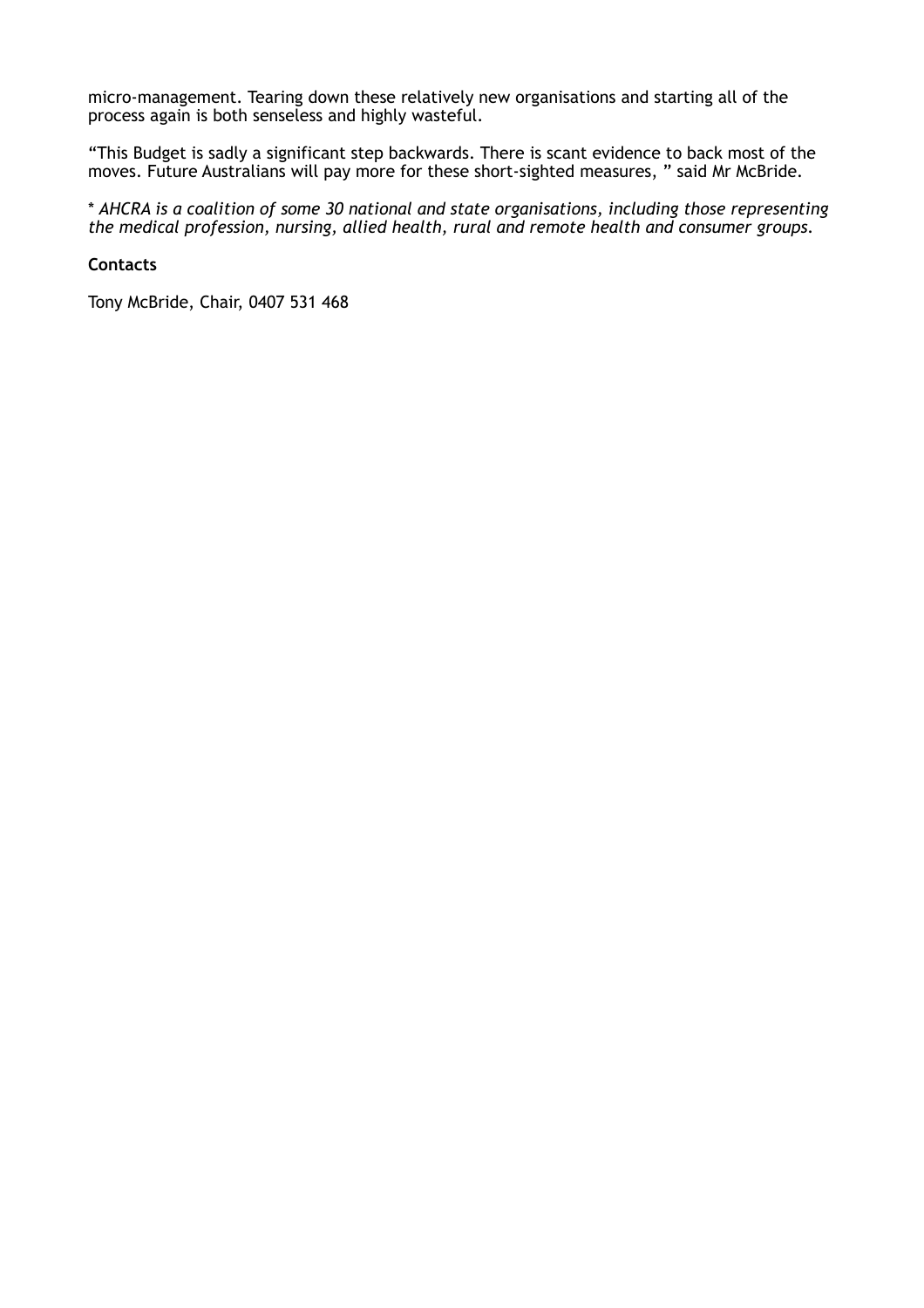micro-management. Tearing down these relatively new organisations and starting all of the process again is both senseless and highly wasteful.

“This Budget is sadly a significant step backwards. There is scant evidence to back most of the moves. Future Australians will pay more for these short-sighted measures, ” said Mr McBride.

\* *AHCRA is a coalition of some 30 national and state organisations, including those representing the medical profession, nursing, allied health, rural and remote health and consumer groups.*

**Contacts**

Tony McBride, Chair, 0407 531 468